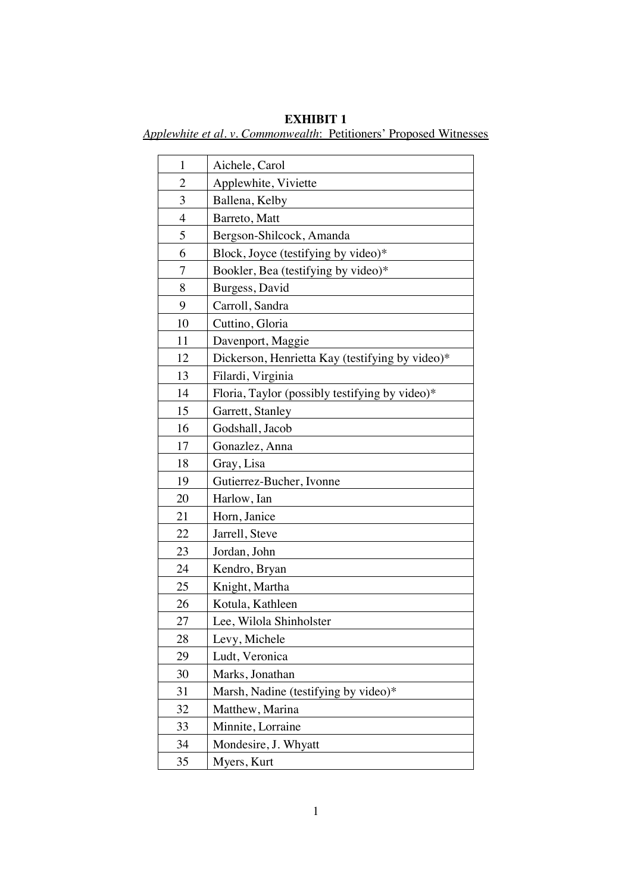**EXHIBIT 1**

*Applewhite et al. v. Commonwealth*: Petitioners' Proposed Witnesses

| | |
|---|---|
| 1 | Aichele, Carol |
| 2 | Applewhite, Viviette |
| 3 | Ballena, Kelby |
| 4 | Barreto, Matt |
| 5 | Bergson-Shilcock, Amanda |
| 6 | Block, Joyce (testifying by video)* |
| 7 | Bookler, Bea (testifying by video)* |
| 8 | Burgess, David |
| 9 | Carroll, Sandra |
| 10 | Cuttino, Gloria |
| 11 | Davenport, Maggie |
| 12 | Dickerson, Henrietta Kay (testifying by video)* |
| 13 | Filardi, Virginia |
| 14 | Floria, Taylor (possibly testifying by video)* |
| 15 | Garrett, Stanley |
| 16 | Godshall, Jacob |
| 17 | Gonazlez, Anna |
| 18 | Gray, Lisa |
| 19 | Gutierrez-Bucher, Ivonne |
| 20 | Harlow, Ian |
| 21 | Horn, Janice |
| 22 | Jarrell, Steve |
| 23 | Jordan, John |
| 24 | Kendro, Bryan |
| 25 | Knight, Martha |
| 26 | Kotula, Kathleen |
| 27 | Lee, Wilola Shinholster |
| 28 | Levy, Michele |
| 29 | Ludt, Veronica |
| 30 | Marks, Jonathan |
| 31 | Marsh, Nadine (testifying by video)* |
| 32 | Matthew, Marina |
| 33 | Minnite, Lorraine |
| 34 | Mondesire, J. Whyatt |
| 35 | Myers, Kurt |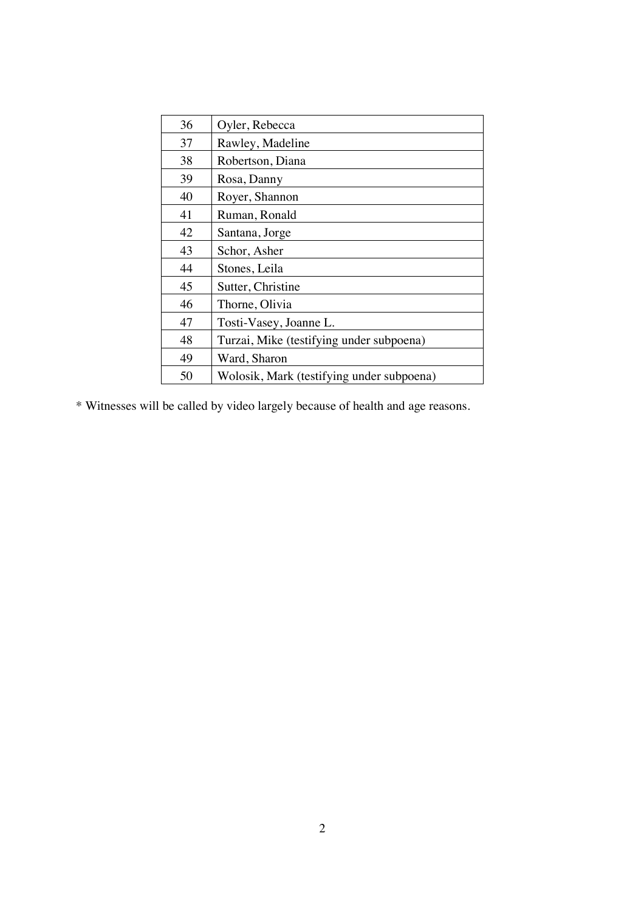| | |
|---|---|
| 36 | Oyler, Rebecca |
| 37 | Rawley, Madeline |
| 38 | Robertson, Diana |
| 39 | Rosa, Danny |
| 40 | Royer, Shannon |
| 41 | Ruman, Ronald |
| 42 | Santana, Jorge |
| 43 | Schor, Asher |
| 44 | Stones, Leila |
| 45 | Sutter, Christine |
| 46 | Thorne, Olivia |
| 47 | Tosti-Vasey, Joanne L. |
| 48 | Turzai, Mike (testifying under subpoena) |
| 49 | Ward, Sharon |
| 50 | Wolosik, Mark (testifying under subpoena) |

* Witnesses will be called by video largely because of health and age reasons.